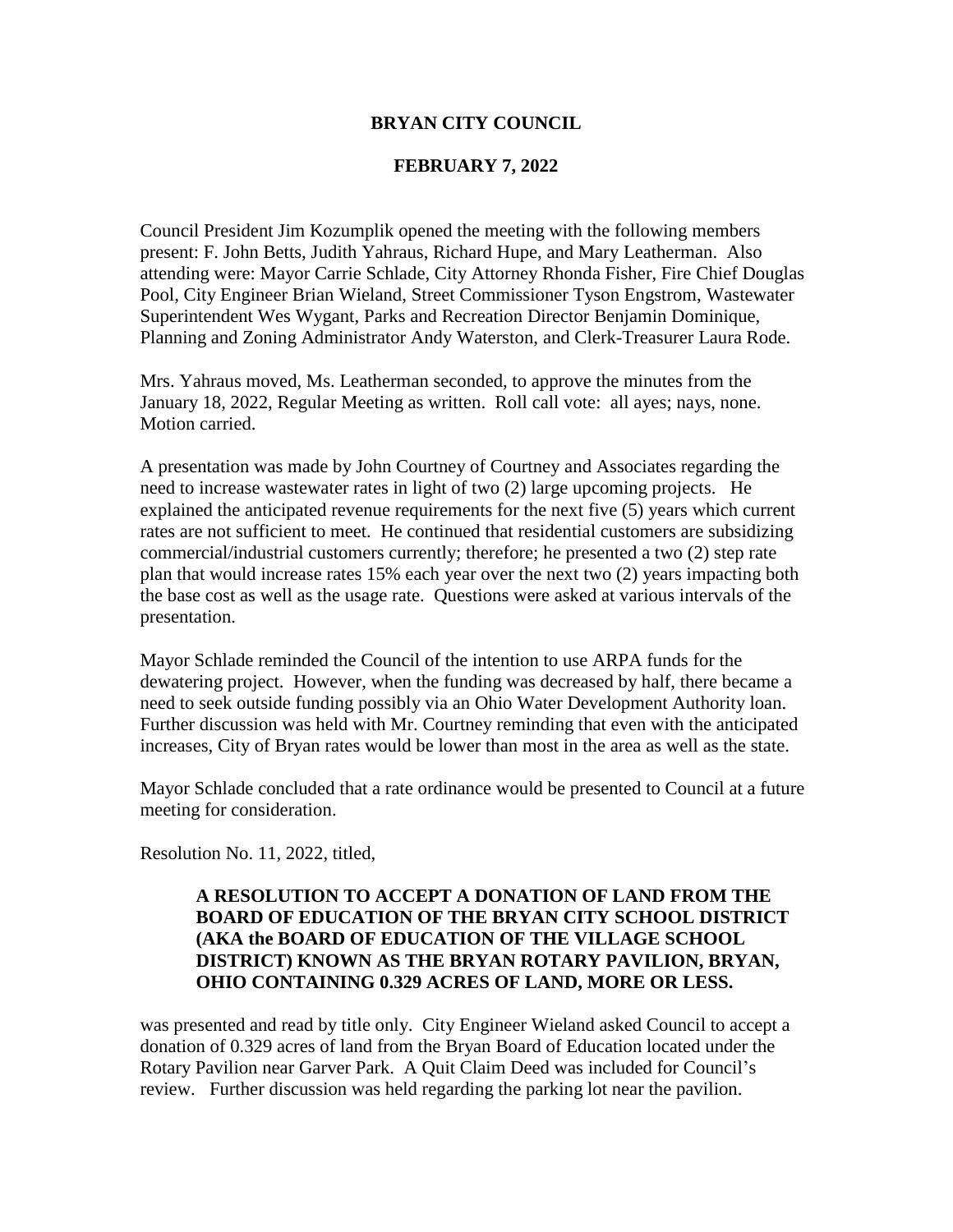# BRYAN CITY COUNCIL

## FEBRUARY 7, 2022

Council President Jim Kozumplik opened the meeting with the following members present: F. John Betts, Judith Yahraus, Richard Hupe, and Mary Leatherman. Also attending were: Mayor Carrie Schlade, City Attorney Rhonda Fisher, Fire Chief Douglas Pool, City Engineer Brian Wieland, Street Commissioner Tyson Engstrom, Wastewater Superintendent Wes Wygant, Parks and Recreation Director Benjamin Dominique, Planning and Zoning Administrator Andy Waterston, and Clerk-Treasurer Laura Rode.

Mrs. Yahraus moved, Ms. Leatherman seconded, to approve the minutes from the January 18, 2022, Regular Meeting as written. Roll call vote: all ayes; nays, none. Motion carried.

A presentation was made by John Courtney of Courtney and Associates regarding the need to increase wastewater rates in light of two (2) large upcoming projects. He explained the anticipated revenue requirements for the next five (5) years which current rates are not sufficient to meet. He continued that residential customers are subsidizing commercial/industrial customers currently; therefore; he presented a two (2) step rate plan that would increase rates 15% each year over the next two (2) years impacting both the base cost as well as the usage rate. Questions were asked at various intervals of the presentation.

Mayor Schlade reminded the Council of the intention to use ARPA funds for the dewatering project. However, when the funding was decreased by half, there became a need to seek outside funding possibly via an Ohio Water Development Authority loan. Further discussion was held with Mr. Courtney reminding that even with the anticipated increases, City of Bryan rates would be lower than most in the area as well as the state.

Mayor Schlade concluded that a rate ordinance would be presented to Council at a future meeting for consideration.

Resolution No. 11, 2022, titled,

> **A RESOLUTION TO ACCEPT A DONATION OF LAND FROM THE BOARD OF EDUCATION OF THE BRYAN CITY SCHOOL DISTRICT (AKA the BOARD OF EDUCATION OF THE VILLAGE SCHOOL DISTRICT) KNOWN AS THE BRYAN ROTARY PAVILION, BRYAN, OHIO CONTAINING 0.329 ACRES OF LAND, MORE OR LESS.**

was presented and read by title only. City Engineer Wieland asked Council to accept a donation of 0.329 acres of land from the Bryan Board of Education located under the Rotary Pavilion near Garver Park. A Quit Claim Deed was included for Council's review. Further discussion was held regarding the parking lot near the pavilion.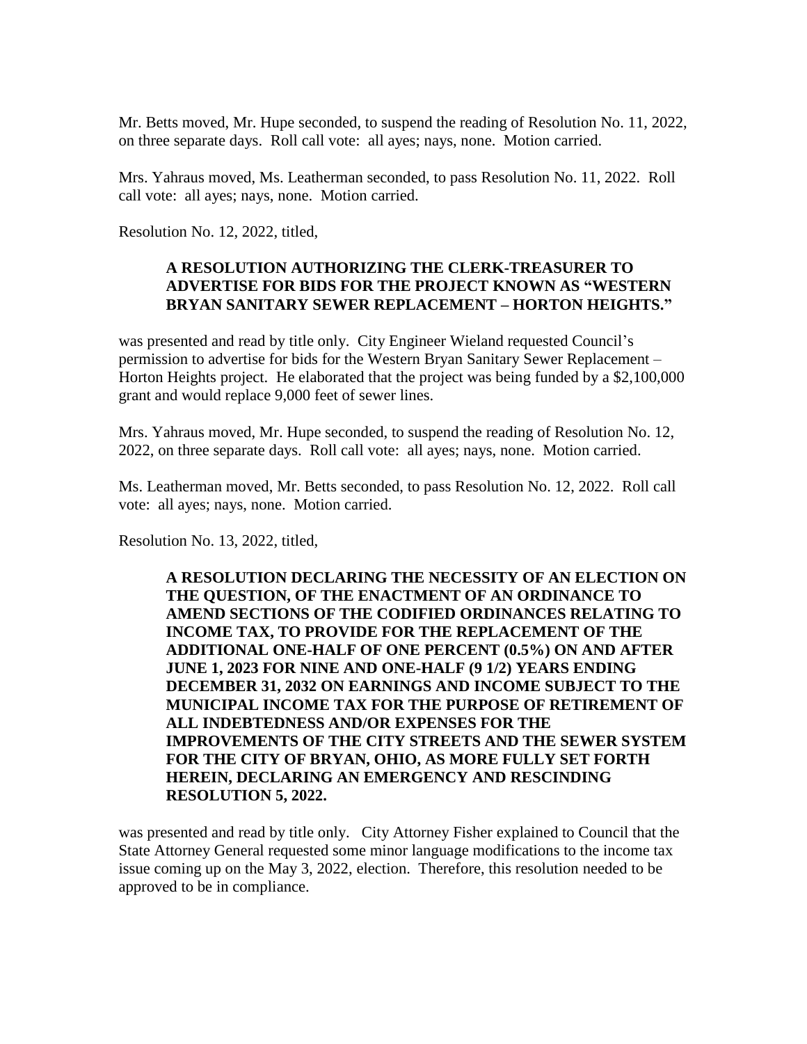Mr. Betts moved, Mr. Hupe seconded, to suspend the reading of Resolution No. 11, 2022, on three separate days. Roll call vote: all ayes; nays, none. Motion carried.

Mrs. Yahraus moved, Ms. Leatherman seconded, to pass Resolution No. 11, 2022. Roll call vote: all ayes; nays, none. Motion carried.

Resolution No. 12, 2022, titled,

> **A RESOLUTION AUTHORIZING THE CLERK-TREASURER TO ADVERTISE FOR BIDS FOR THE PROJECT KNOWN AS "WESTERN BRYAN SANITARY SEWER REPLACEMENT – HORTON HEIGHTS."**

was presented and read by title only. City Engineer Wieland requested Council's permission to advertise for bids for the Western Bryan Sanitary Sewer Replacement – Horton Heights project. He elaborated that the project was being funded by a $2,100,000 grant and would replace 9,000 feet of sewer lines.

Mrs. Yahraus moved, Mr. Hupe seconded, to suspend the reading of Resolution No. 12, 2022, on three separate days. Roll call vote: all ayes; nays, none. Motion carried.

Ms. Leatherman moved, Mr. Betts seconded, to pass Resolution No. 12, 2022. Roll call vote: all ayes; nays, none. Motion carried.

Resolution No. 13, 2022, titled,

> **A RESOLUTION DECLARING THE NECESSITY OF AN ELECTION ON THE QUESTION, OF THE ENACTMENT OF AN ORDINANCE TO AMEND SECTIONS OF THE CODIFIED ORDINANCES RELATING TO INCOME TAX, TO PROVIDE FOR THE REPLACEMENT OF THE ADDITIONAL ONE-HALF OF ONE PERCENT (0.5%) ON AND AFTER JUNE 1, 2023 FOR NINE AND ONE-HALF (9 1/2) YEARS ENDING DECEMBER 31, 2032 ON EARNINGS AND INCOME SUBJECT TO THE MUNICIPAL INCOME TAX FOR THE PURPOSE OF RETIREMENT OF ALL INDEBTEDNESS AND/OR EXPENSES FOR THE IMPROVEMENTS OF THE CITY STREETS AND THE SEWER SYSTEM FOR THE CITY OF BRYAN, OHIO, AS MORE FULLY SET FORTH HEREIN, DECLARING AN EMERGENCY AND RESCINDING RESOLUTION 5, 2022.**

was presented and read by title only. City Attorney Fisher explained to Council that the State Attorney General requested some minor language modifications to the income tax issue coming up on the May 3, 2022, election. Therefore, this resolution needed to be approved to be in compliance.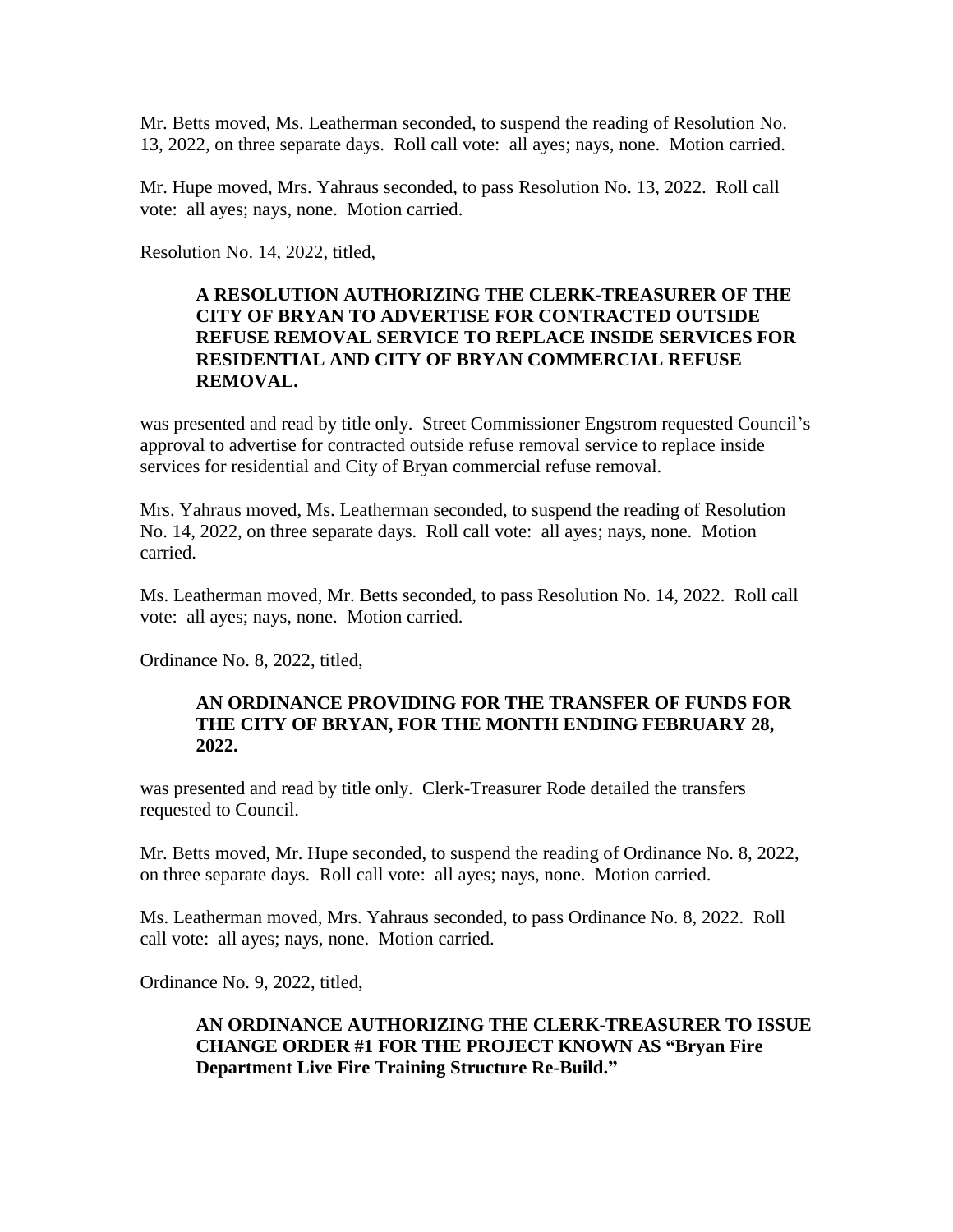Mr. Betts moved, Ms. Leatherman seconded, to suspend the reading of Resolution No. 13, 2022, on three separate days. Roll call vote: all ayes; nays, none. Motion carried.

Mr. Hupe moved, Mrs. Yahraus seconded, to pass Resolution No. 13, 2022. Roll call vote: all ayes; nays, none. Motion carried.

Resolution No. 14, 2022, titled,

> **A RESOLUTION AUTHORIZING THE CLERK-TREASURER OF THE CITY OF BRYAN TO ADVERTISE FOR CONTRACTED OUTSIDE REFUSE REMOVAL SERVICE TO REPLACE INSIDE SERVICES FOR RESIDENTIAL AND CITY OF BRYAN COMMERCIAL REFUSE REMOVAL.**

was presented and read by title only. Street Commissioner Engstrom requested Council's approval to advertise for contracted outside refuse removal service to replace inside services for residential and City of Bryan commercial refuse removal.

Mrs. Yahraus moved, Ms. Leatherman seconded, to suspend the reading of Resolution No. 14, 2022, on three separate days. Roll call vote: all ayes; nays, none. Motion carried.

Ms. Leatherman moved, Mr. Betts seconded, to pass Resolution No. 14, 2022. Roll call vote: all ayes; nays, none. Motion carried.

Ordinance No. 8, 2022, titled,

> **AN ORDINANCE PROVIDING FOR THE TRANSFER OF FUNDS FOR THE CITY OF BRYAN, FOR THE MONTH ENDING FEBRUARY 28, 2022.**

was presented and read by title only. Clerk-Treasurer Rode detailed the transfers requested to Council.

Mr. Betts moved, Mr. Hupe seconded, to suspend the reading of Ordinance No. 8, 2022, on three separate days. Roll call vote: all ayes; nays, none. Motion carried.

Ms. Leatherman moved, Mrs. Yahraus seconded, to pass Ordinance No. 8, 2022. Roll call vote: all ayes; nays, none. Motion carried.

Ordinance No. 9, 2022, titled,

> **AN ORDINANCE AUTHORIZING THE CLERK-TREASURER TO ISSUE CHANGE ORDER #1 FOR THE PROJECT KNOWN AS "Bryan Fire Department Live Fire Training Structure Re-Build."**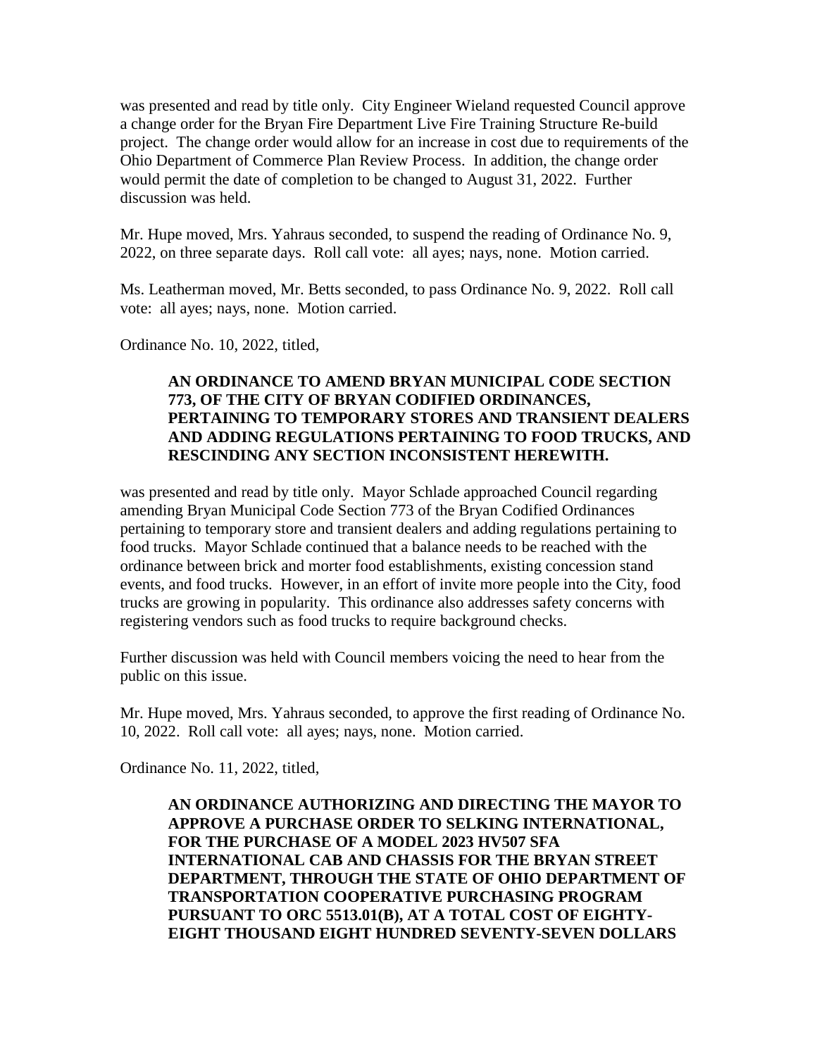was presented and read by title only. City Engineer Wieland requested Council approve a change order for the Bryan Fire Department Live Fire Training Structure Re-build project. The change order would allow for an increase in cost due to requirements of the Ohio Department of Commerce Plan Review Process. In addition, the change order would permit the date of completion to be changed to August 31, 2022. Further discussion was held.

Mr. Hupe moved, Mrs. Yahraus seconded, to suspend the reading of Ordinance No. 9, 2022, on three separate days. Roll call vote: all ayes; nays, none. Motion carried.

Ms. Leatherman moved, Mr. Betts seconded, to pass Ordinance No. 9, 2022. Roll call vote: all ayes; nays, none. Motion carried.

Ordinance No. 10, 2022, titled,

> **AN ORDINANCE TO AMEND BRYAN MUNICIPAL CODE SECTION 773, OF THE CITY OF BRYAN CODIFIED ORDINANCES, PERTAINING TO TEMPORARY STORES AND TRANSIENT DEALERS AND ADDING REGULATIONS PERTAINING TO FOOD TRUCKS, AND RESCINDING ANY SECTION INCONSISTENT HEREWITH.**

was presented and read by title only. Mayor Schlade approached Council regarding amending Bryan Municipal Code Section 773 of the Bryan Codified Ordinances pertaining to temporary store and transient dealers and adding regulations pertaining to food trucks. Mayor Schlade continued that a balance needs to be reached with the ordinance between brick and morter food establishments, existing concession stand events, and food trucks. However, in an effort of invite more people into the City, food trucks are growing in popularity. This ordinance also addresses safety concerns with registering vendors such as food trucks to require background checks.

Further discussion was held with Council members voicing the need to hear from the public on this issue.

Mr. Hupe moved, Mrs. Yahraus seconded, to approve the first reading of Ordinance No. 10, 2022. Roll call vote: all ayes; nays, none. Motion carried.

Ordinance No. 11, 2022, titled,

> **AN ORDINANCE AUTHORIZING AND DIRECTING THE MAYOR TO APPROVE A PURCHASE ORDER TO SELKING INTERNATIONAL, FOR THE PURCHASE OF A MODEL 2023 HV507 SFA INTERNATIONAL CAB AND CHASSIS FOR THE BRYAN STREET DEPARTMENT, THROUGH THE STATE OF OHIO DEPARTMENT OF TRANSPORTATION COOPERATIVE PURCHASING PROGRAM PURSUANT TO ORC 5513.01(B), AT A TOTAL COST OF EIGHTY-EIGHT THOUSAND EIGHT HUNDRED SEVENTY-SEVEN DOLLARS**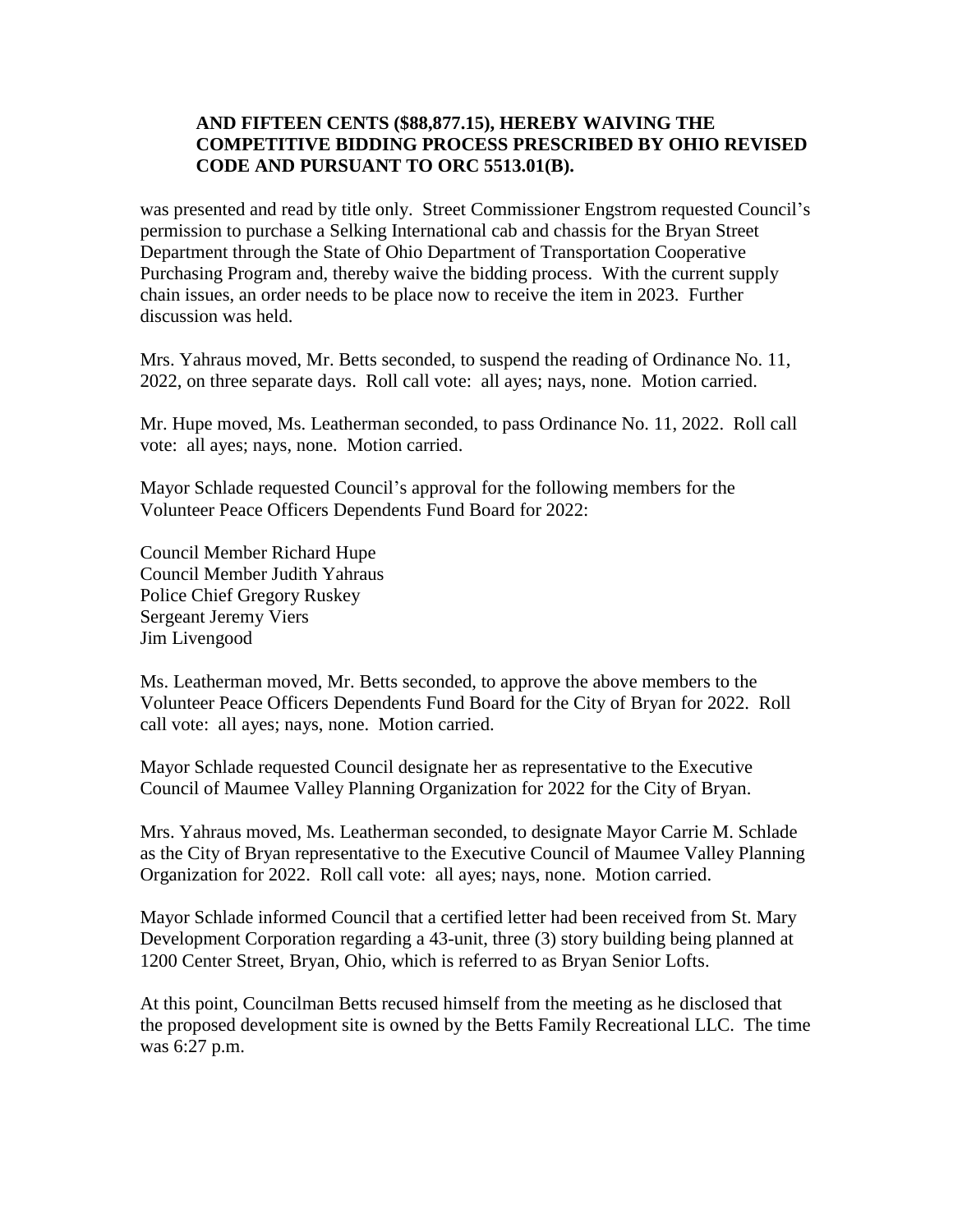**AND FIFTEEN CENTS ($88,877.15), HEREBY WAIVING THE COMPETITIVE BIDDING PROCESS PRESCRIBED BY OHIO REVISED CODE AND PURSUANT TO ORC 5513.01(B).**

was presented and read by title only. Street Commissioner Engstrom requested Council's permission to purchase a Selking International cab and chassis for the Bryan Street Department through the State of Ohio Department of Transportation Cooperative Purchasing Program and, thereby waive the bidding process. With the current supply chain issues, an order needs to be place now to receive the item in 2023. Further discussion was held.

Mrs. Yahraus moved, Mr. Betts seconded, to suspend the reading of Ordinance No. 11, 2022, on three separate days. Roll call vote: all ayes; nays, none. Motion carried.

Mr. Hupe moved, Ms. Leatherman seconded, to pass Ordinance No. 11, 2022. Roll call vote: all ayes; nays, none. Motion carried.

Mayor Schlade requested Council's approval for the following members for the Volunteer Peace Officers Dependents Fund Board for 2022:

Council Member Richard Hupe  
Council Member Judith Yahraus  
Police Chief Gregory Ruskey  
Sergeant Jeremy Viers  
Jim Livengood

Ms. Leatherman moved, Mr. Betts seconded, to approve the above members to the Volunteer Peace Officers Dependents Fund Board for the City of Bryan for 2022. Roll call vote: all ayes; nays, none. Motion carried.

Mayor Schlade requested Council designate her as representative to the Executive Council of Maumee Valley Planning Organization for 2022 for the City of Bryan.

Mrs. Yahraus moved, Ms. Leatherman seconded, to designate Mayor Carrie M. Schlade as the City of Bryan representative to the Executive Council of Maumee Valley Planning Organization for 2022. Roll call vote: all ayes; nays, none. Motion carried.

Mayor Schlade informed Council that a certified letter had been received from St. Mary Development Corporation regarding a 43-unit, three (3) story building being planned at 1200 Center Street, Bryan, Ohio, which is referred to as Bryan Senior Lofts.

At this point, Councilman Betts recused himself from the meeting as he disclosed that the proposed development site is owned by the Betts Family Recreational LLC. The time was 6:27 p.m.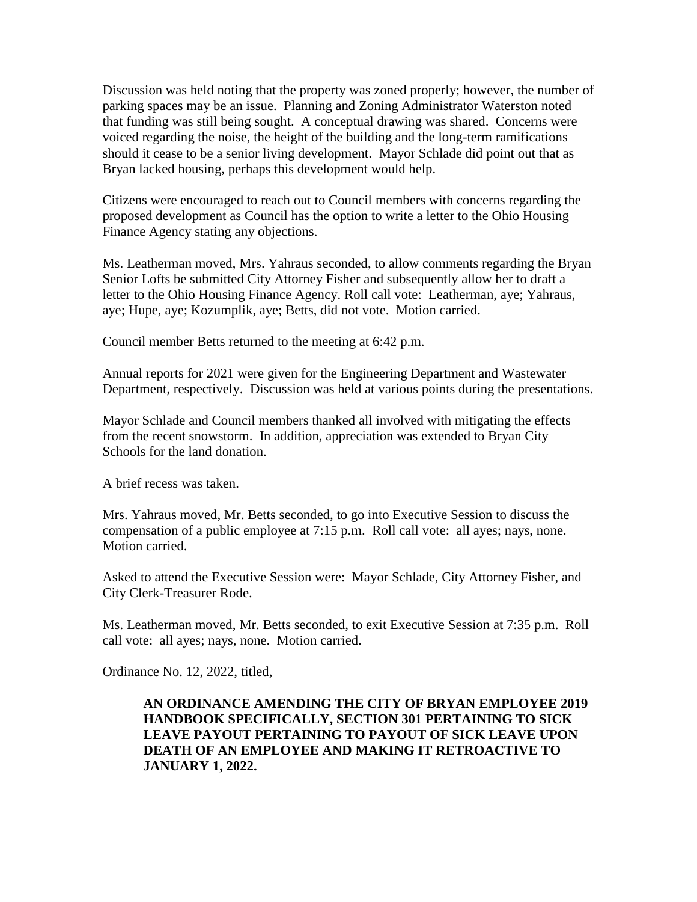Discussion was held noting that the property was zoned properly; however, the number of parking spaces may be an issue. Planning and Zoning Administrator Waterston noted that funding was still being sought. A conceptual drawing was shared. Concerns were voiced regarding the noise, the height of the building and the long-term ramifications should it cease to be a senior living development. Mayor Schlade did point out that as Bryan lacked housing, perhaps this development would help.

Citizens were encouraged to reach out to Council members with concerns regarding the proposed development as Council has the option to write a letter to the Ohio Housing Finance Agency stating any objections.

Ms. Leatherman moved, Mrs. Yahraus seconded, to allow comments regarding the Bryan Senior Lofts be submitted City Attorney Fisher and subsequently allow her to draft a letter to the Ohio Housing Finance Agency. Roll call vote: Leatherman, aye; Yahraus, aye; Hupe, aye; Kozumplik, aye; Betts, did not vote. Motion carried.

Council member Betts returned to the meeting at 6:42 p.m.

Annual reports for 2021 were given for the Engineering Department and Wastewater Department, respectively. Discussion was held at various points during the presentations.

Mayor Schlade and Council members thanked all involved with mitigating the effects from the recent snowstorm. In addition, appreciation was extended to Bryan City Schools for the land donation.

A brief recess was taken.

Mrs. Yahraus moved, Mr. Betts seconded, to go into Executive Session to discuss the compensation of a public employee at 7:15 p.m. Roll call vote: all ayes; nays, none. Motion carried.

Asked to attend the Executive Session were: Mayor Schlade, City Attorney Fisher, and City Clerk-Treasurer Rode.

Ms. Leatherman moved, Mr. Betts seconded, to exit Executive Session at 7:35 p.m. Roll call vote: all ayes; nays, none. Motion carried.

Ordinance No. 12, 2022, titled,

> **AN ORDINANCE AMENDING THE CITY OF BRYAN EMPLOYEE 2019 HANDBOOK SPECIFICALLY, SECTION 301 PERTAINING TO SICK LEAVE PAYOUT PERTAINING TO PAYOUT OF SICK LEAVE UPON DEATH OF AN EMPLOYEE AND MAKING IT RETROACTIVE TO JANUARY 1, 2022.**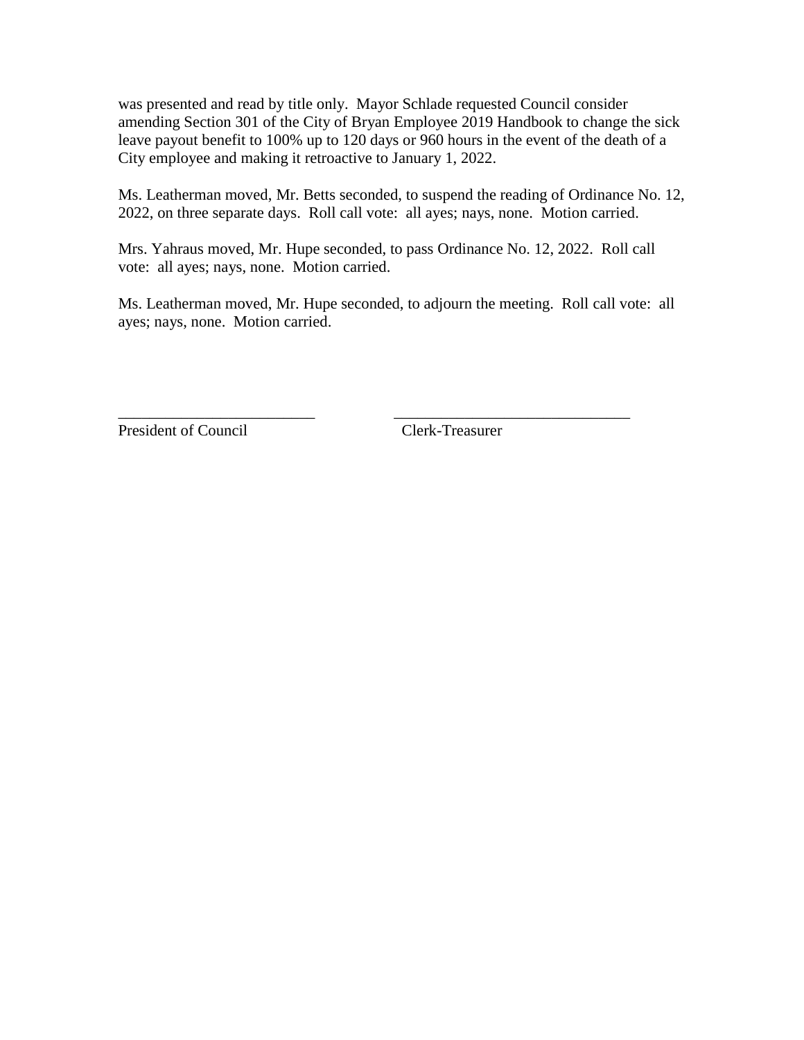was presented and read by title only. Mayor Schlade requested Council consider amending Section 301 of the City of Bryan Employee 2019 Handbook to change the sick leave payout benefit to 100% up to 120 days or 960 hours in the event of the death of a City employee and making it retroactive to January 1, 2022.

Ms. Leatherman moved, Mr. Betts seconded, to suspend the reading of Ordinance No. 12, 2022, on three separate days. Roll call vote: all ayes; nays, none. Motion carried.

Mrs. Yahraus moved, Mr. Hupe seconded, to pass Ordinance No. 12, 2022. Roll call vote: all ayes; nays, none. Motion carried.

Ms. Leatherman moved, Mr. Hupe seconded, to adjourn the meeting. Roll call vote: all ayes; nays, none. Motion carried.

_________________________ _______________________________

President of Council Clerk-Treasurer